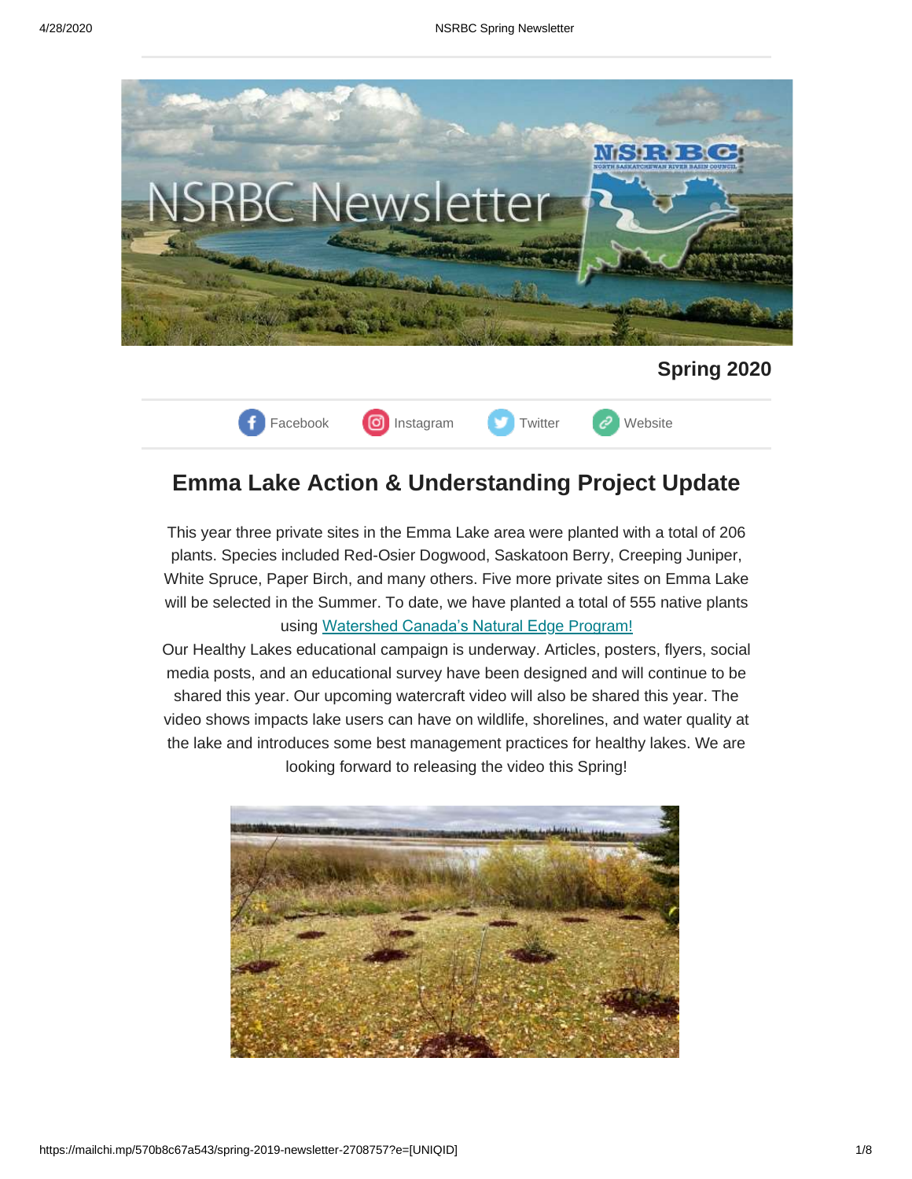**Spring 2020**

Facebook Instagram Twitter Website

## Emma Lake Action & Understanding Project Update

This year three private sites in the Emma Lake area were planted with a total of 206 plants. Species included Red-Osier Dogwood, Saskatoon Berry, Creeping Juniper, White Spruce, Paper Birch, and many others. Five more private sites on Emma Lake will be selected in the Summer. To date, we have planted a total of 555 native plants using [Watershed Canada's Natural Edge Program!](#)

Our Healthy Lakes educational campaign is underway. Articles, posters, flyers, social media posts, and an educational survey have been designed and will continue to be shared this year. Our upcoming watercraft video will also be shared this year. The video shows impacts lake users can have on wildlife, shorelines, and water quality at the lake and introduces some best management practices for healthy lakes. We are looking forward to releasing the video this Spring!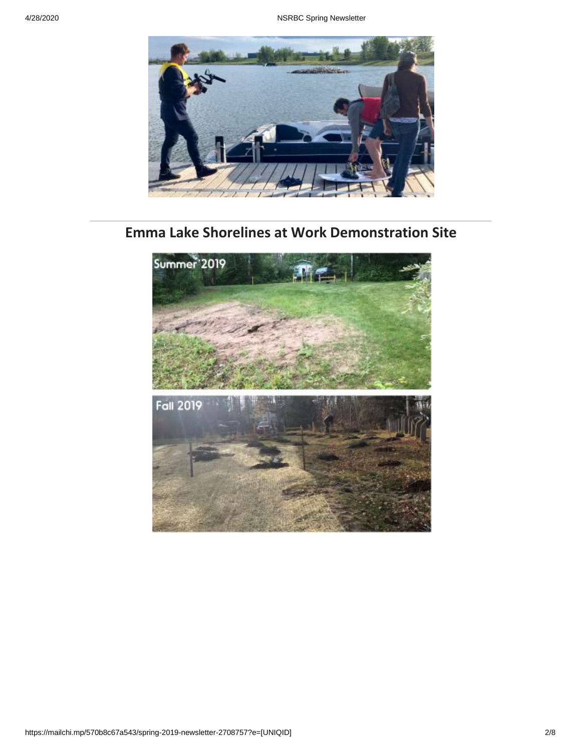## Emma Lake Shorelines at Work Demonstration Site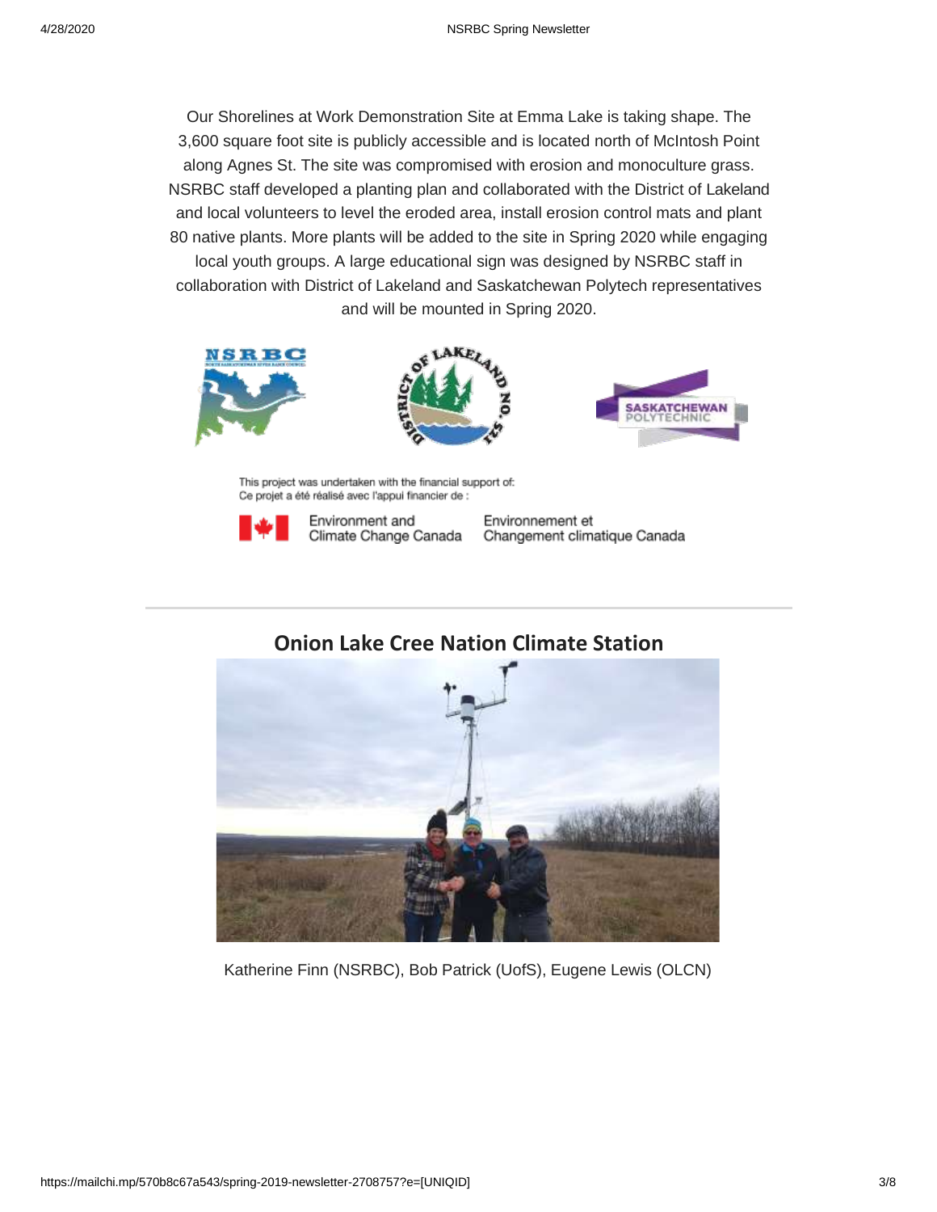Our Shorelines at Work Demonstration Site at Emma Lake is taking shape. The 3,600 square foot site is publicly accessible and is located north of McIntosh Point along Agnes St. The site was compromised with erosion and monoculture grass. NSRBC staff developed a planting plan and collaborated with the District of Lakeland and local volunteers to level the eroded area, install erosion control mats and plant 80 native plants. More plants will be added to the site in Spring 2020 while engaging local youth groups. A large educational sign was designed by NSRBC staff in collaboration with District of Lakeland and Saskatchewan Polytech representatives and will be mounted in Spring 2020.

This project was undertaken with the financial support of:
Ce projet a été réalisé avec l'appui financier de :

Environment and Climate Change Canada | Environnement et Changement climatique Canada

## Onion Lake Cree Nation Climate Station

Katherine Finn (NSRBC), Bob Patrick (UofS), Eugene Lewis (OLCN)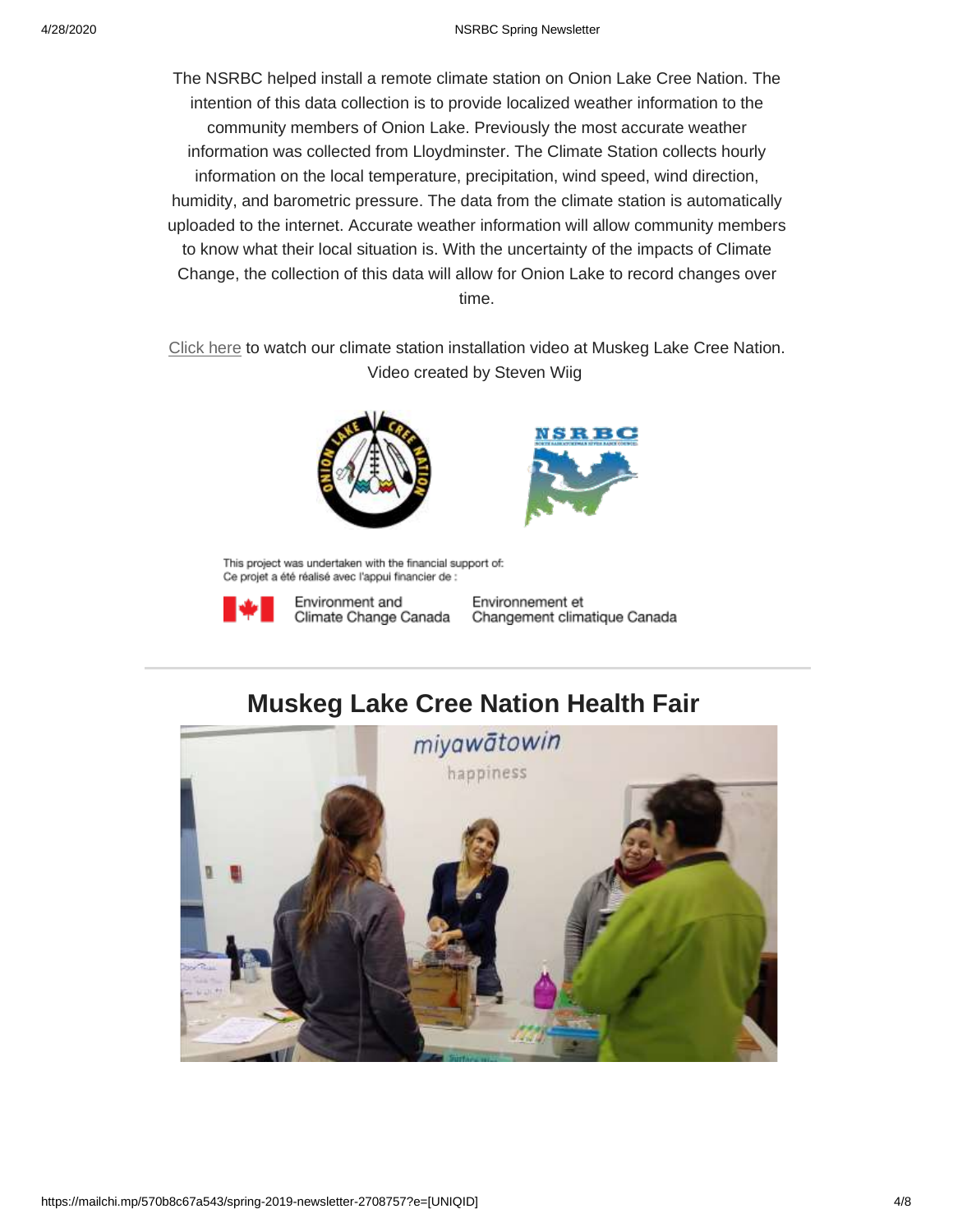The NSRBC helped install a remote climate station on Onion Lake Cree Nation. The intention of this data collection is to provide localized weather information to the community members of Onion Lake. Previously the most accurate weather information was collected from Lloydminster. The Climate Station collects hourly information on the local temperature, precipitation, wind speed, wind direction, humidity, and barometric pressure. The data from the climate station is automatically uploaded to the internet. Accurate weather information will allow community members to know what their local situation is. With the uncertainty of the impacts of Climate Change, the collection of this data will allow for Onion Lake to record changes over time.

Click here to watch our climate station installation video at Muskeg Lake Cree Nation. Video created by Steven Wiig

This project was undertaken with the financial support of:
Ce projet a été réalisé avec l'appui financier de :

Environment and Climate Change Canada | Environnement et Changement climatique Canada

## Muskeg Lake Cree Nation Health Fair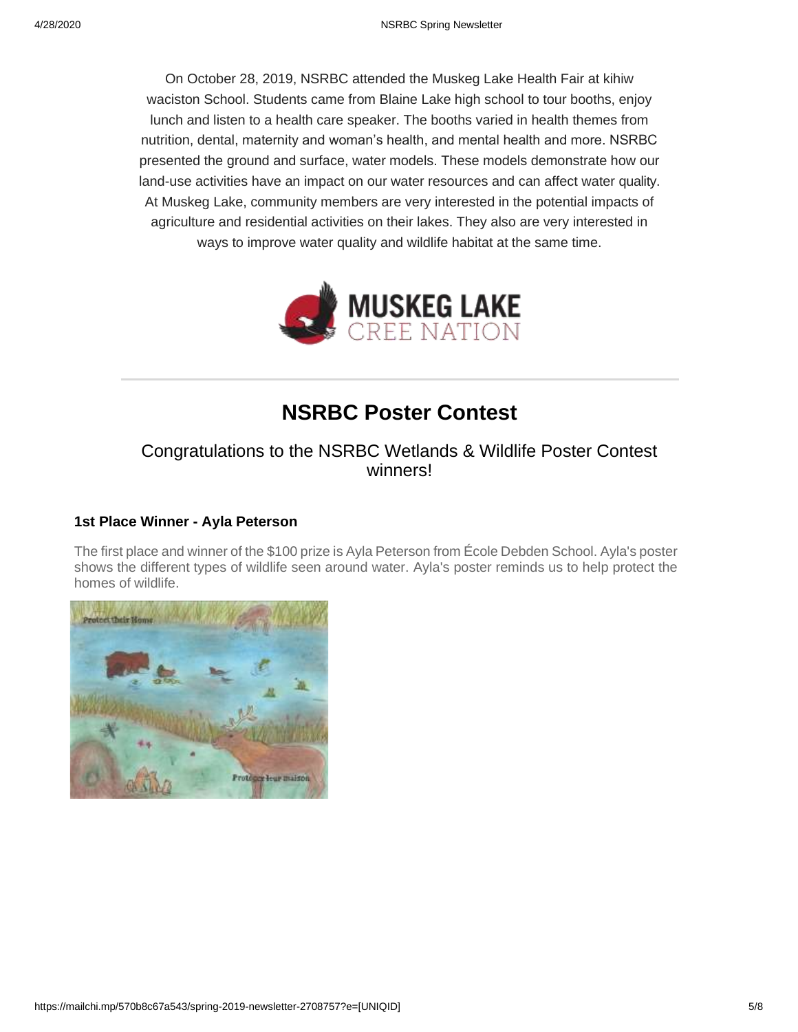On October 28, 2019, NSRBC attended the Muskeg Lake Health Fair at kihiw waciston School. Students came from Blaine Lake high school to tour booths, enjoy lunch and listen to a health care speaker. The booths varied in health themes from nutrition, dental, maternity and woman's health, and mental health and more. NSRBC presented the ground and surface, water models. These models demonstrate how our land-use activities have an impact on our water resources and can affect water quality. At Muskeg Lake, community members are very interested in the potential impacts of agriculture and residential activities on their lakes. They also are very interested in ways to improve water quality and wildlife habitat at the same time.

MUSKEG LAKE CREE NATION

---

# NSRBC Poster Contest

## Congratulations to the NSRBC Wetlands & Wildlife Poster Contest winners!

### 1st Place Winner - Ayla Peterson

The first place and winner of the $100 prize is Ayla Peterson from École Debden School. Ayla's poster shows the different types of wildlife seen around water. Ayla's poster reminds us to help protect the homes of wildlife.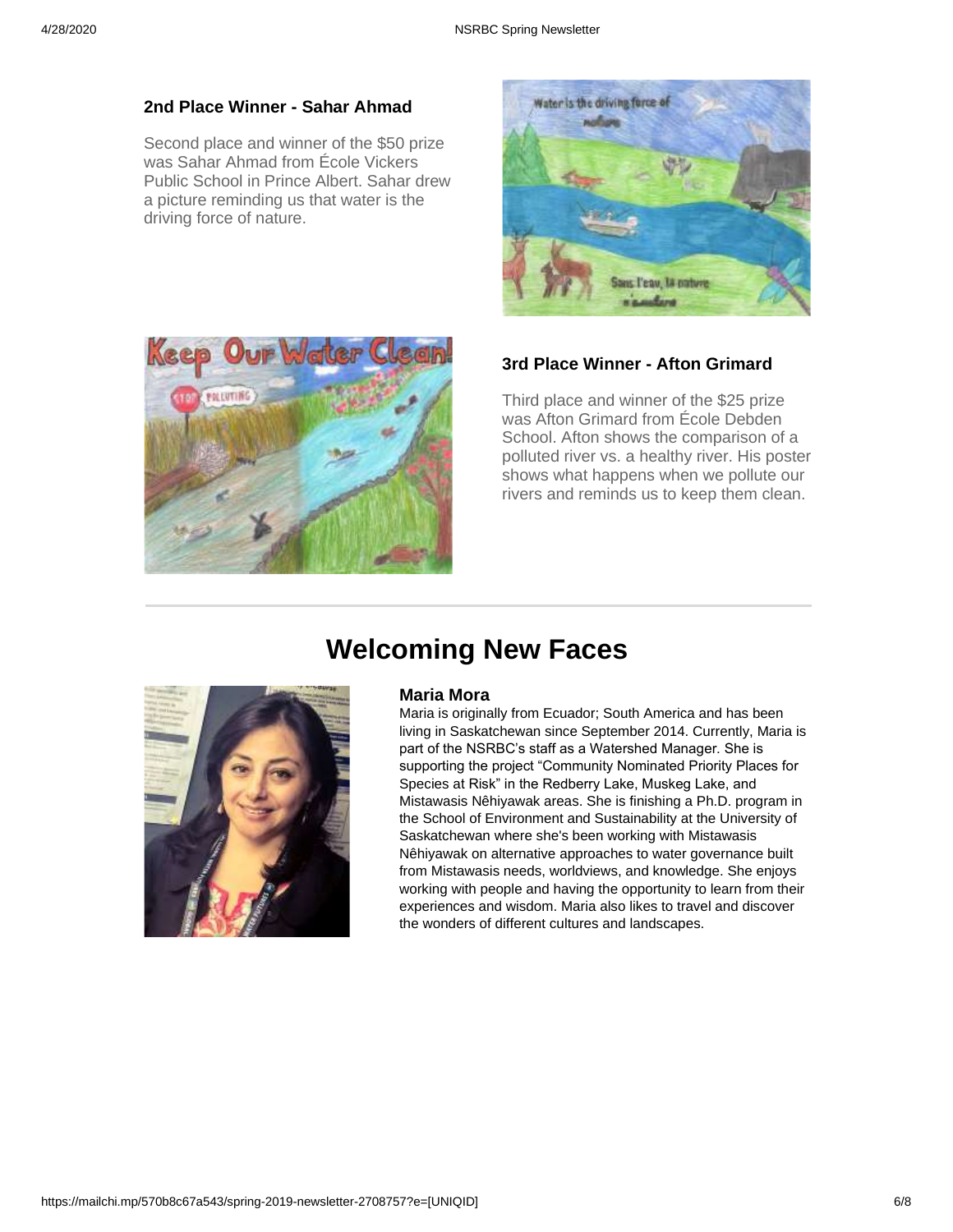### 2nd Place Winner - Sahar Ahmad

Second place and winner of the $50 prize was Sahar Ahmad from École Vickers Public School in Prince Albert. Sahar drew a picture reminding us that water is the driving force of nature.

### 3rd Place Winner - Afton Grimard

Third place and winner of the $25 prize was Afton Grimard from École Debden School. Afton shows the comparison of a polluted river vs. a healthy river. His poster shows what happens when we pollute our rivers and reminds us to keep them clean.

---

## Welcoming New Faces

### Maria Mora

Maria is originally from Ecuador; South America and has been living in Saskatchewan since September 2014. Currently, Maria is part of the NSRBC's staff as a Watershed Manager. She is supporting the project "Community Nominated Priority Places for Species at Risk" in the Redberry Lake, Muskeg Lake, and Mistawasis Nêhiyawak areas. She is finishing a Ph.D. program in the School of Environment and Sustainability at the University of Saskatchewan where she's been working with Mistawasis Nêhiyawak on alternative approaches to water governance built from Mistawasis needs, worldviews, and knowledge. She enjoys working with people and having the opportunity to learn from their experiences and wisdom. Maria also likes to travel and discover the wonders of different cultures and landscapes.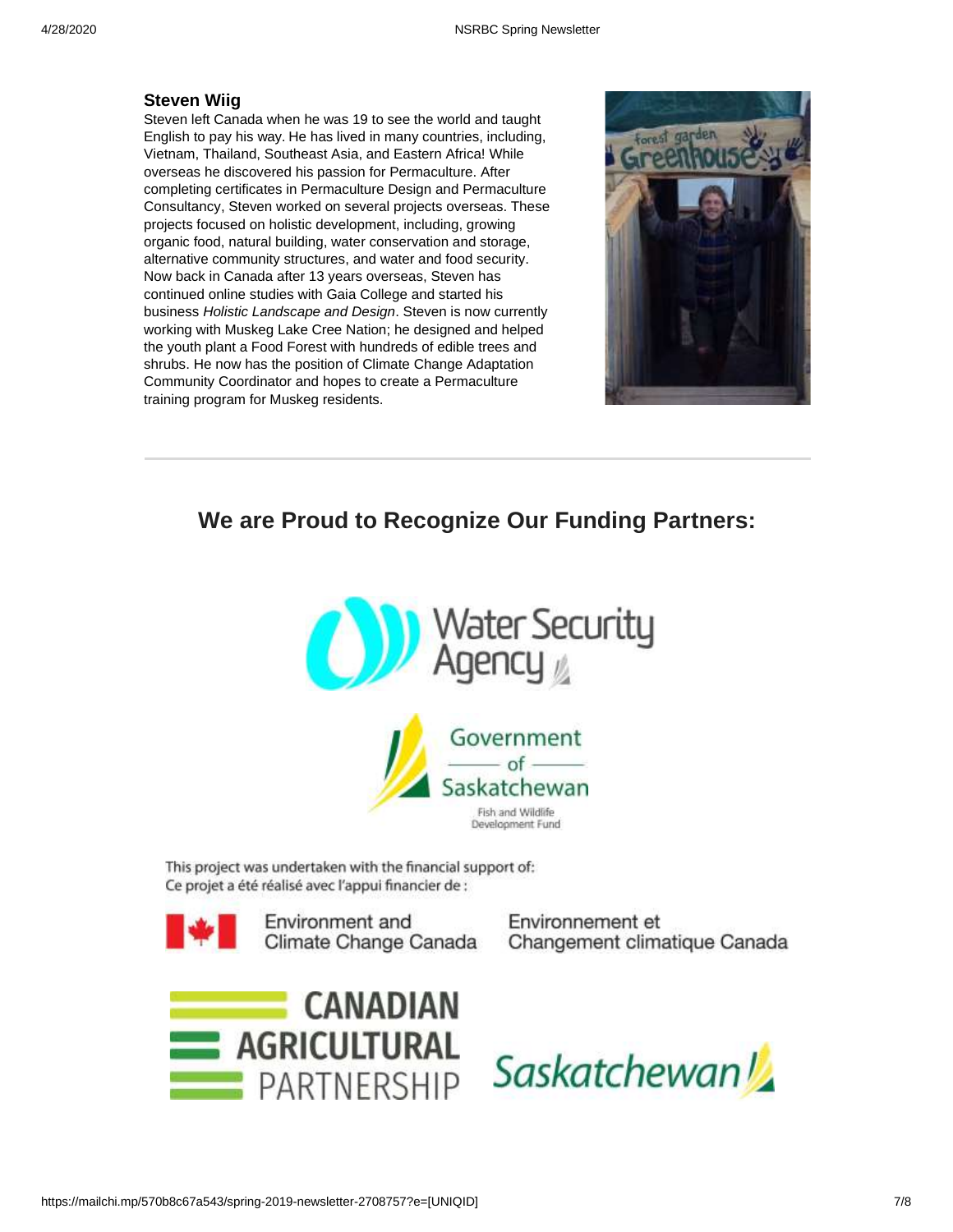**Steven Wiig**

Steven left Canada when he was 19 to see the world and taught English to pay his way. He has lived in many countries, including, Vietnam, Thailand, Southeast Asia, and Eastern Africa! While overseas he discovered his passion for Permaculture. After completing certificates in Permaculture Design and Permaculture Consultancy, Steven worked on several projects overseas. These projects focused on holistic development, including, growing organic food, natural building, water conservation and storage, alternative community structures, and water and food security. Now back in Canada after 13 years overseas, Steven has continued online studies with Gaia College and started his business *Holistic Landscape and Design*. Steven is now currently working with Muskeg Lake Cree Nation; he designed and helped the youth plant a Food Forest with hundreds of edible trees and shrubs. He now has the position of Climate Change Adaptation Community Coordinator and hopes to create a Permaculture training program for Muskeg residents.

---

## We are Proud to Recognize Our Funding Partners:

Water Security Agency

Government of Saskatchewan
Fish and Wildlife Development Fund

This project was undertaken with the financial support of:
Ce projet a été réalisé avec l'appui financier de :

Environment and Climate Change Canada | Environnement et Changement climatique Canada

CANADIAN AGRICULTURAL PARTNERSHIP

Saskatchewan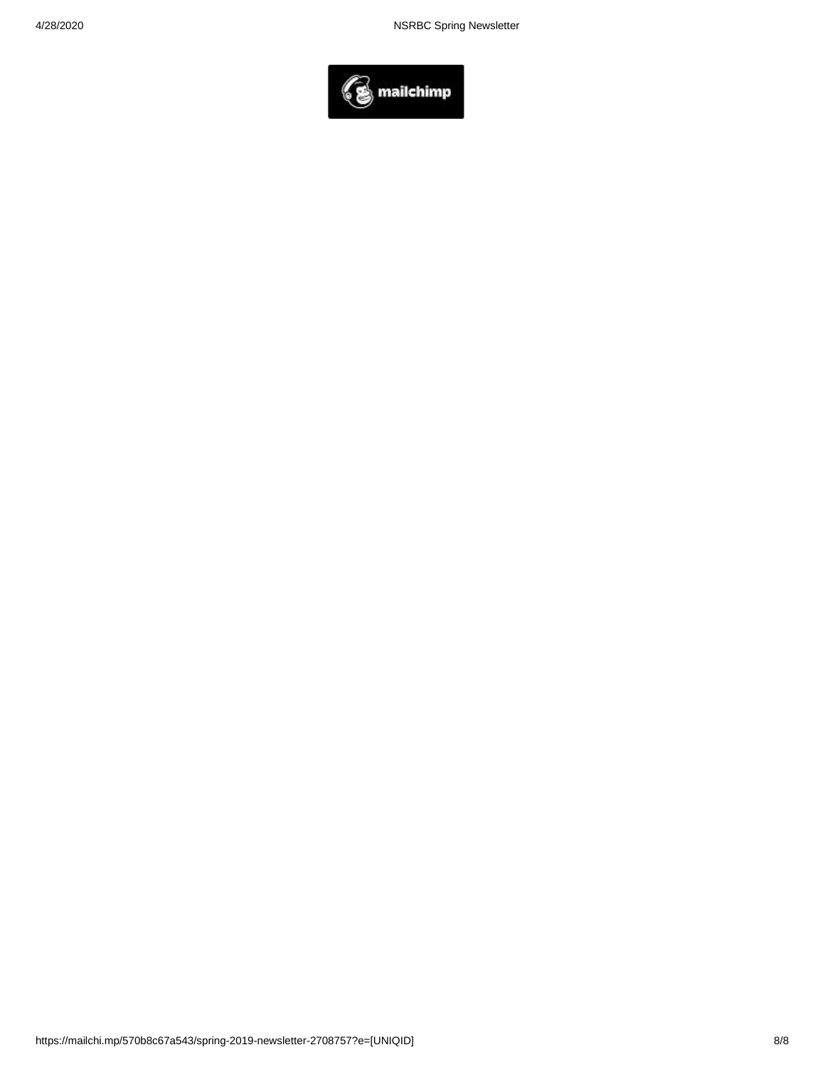mailchimp